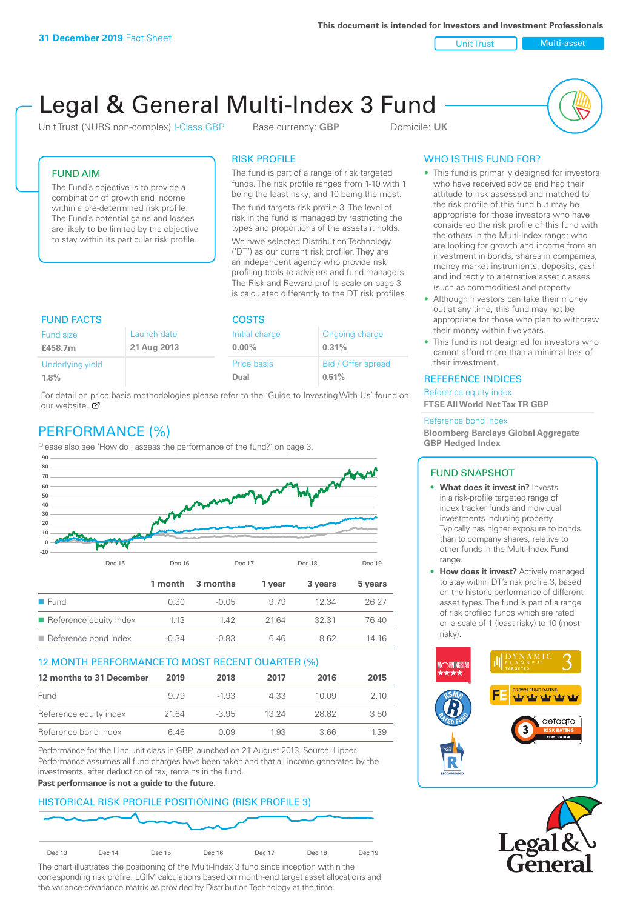**31 December 2019** Fact Sheet

This document is intended for Investors and Investment Professionals

Unit Trust | Multi-asset

# Legal & General Multi-Index 3 Fund

Unit Trust (NURS non-complex) I-Class GBP   Base currency: **GBP**   Domicile: **UK**

## FUND AIM

The Fund's objective is to provide a combination of growth and income within a pre-determined risk profile. The Fund's potential gains and losses are likely to be limited by the objective to stay within its particular risk profile.

## RISK PROFILE

The fund is part of a range of risk targeted funds. The risk profile ranges from 1-10 with 1 being the least risky, and 10 being the most.

The fund targets risk profile 3. The level of risk in the fund is managed by restricting the types and proportions of the assets it holds.

We have selected Distribution Technology ('DT') as our current risk profiler. They are an independent agency who provide risk profiling tools to advisers and fund managers. The Risk and Reward profile scale on page 3 is calculated differently to the DT risk profiles.

## WHO IS THIS FUND FOR?

- This fund is primarily designed for investors: who have received advice and had their attitude to risk assessed and matched to the risk profile of this fund but may be appropriate for those investors who have considered the risk profile of this fund with the others in the Multi-Index range; who are looking for growth and income from an investment in bonds, shares in companies, money market instruments, deposits, cash and indirectly to alternative asset classes (such as commodities) and property.
- Although investors can take their money out at any time, this fund may not be appropriate for those who plan to withdraw their money within five years.
- This fund is not designed for investors who cannot afford more than a minimal loss of their investment.

## FUND FACTS

| Fund size | Launch date |
|---|---|
| **£458.7m** | **21 Aug 2013** |
| Underlying yield | |
| **1.8%** | |

## COSTS

| Initial charge | Ongoing charge |
|---|---|
| **0.00%** | **0.31%** |
| Price basis | Bid / Offer spread |
| **Dual** | **0.51%** |

For detail on price basis methodologies please refer to the 'Guide to Investing With Us' found on our website.

## REFERENCE INDICES

Reference equity index
**FTSE All World Net Tax TR GBP**

Reference bond index
**Bloomberg Barclays Global Aggregate GBP Hedged Index**

## PERFORMANCE (%)

Please also see 'How do I assess the performance of the fund?' on page 3.

| | 1 month | 3 months | 1 year | 3 years | 5 years |
|---|---|---|---|---|---|
| Fund | 0.30 | -0.05 | 9.79 | 12.34 | 26.27 |
| Reference equity index | 1.13 | 1.42 | 21.64 | 32.31 | 76.40 |
| Reference bond index | -0.34 | -0.83 | 6.46 | 8.62 | 14.16 |

## 12 MONTH PERFORMANCE TO MOST RECENT QUARTER (%)

| 12 months to 31 December | 2019 | 2018 | 2017 | 2016 | 2015 |
|---|---|---|---|---|---|
| Fund | 9.79 | -1.93 | 4.33 | 10.09 | 2.10 |
| Reference equity index | 21.64 | -3.95 | 13.24 | 28.82 | 3.50 |
| Reference bond index | 6.46 | 0.09 | 1.93 | 3.66 | 1.39 |

Performance for the I Inc unit class in GBP, launched on 21 August 2013. Source: Lipper. Performance assumes all fund charges have been taken and that all income generated by the investments, after deduction of tax, remains in the fund.

**Past performance is not a guide to the future.**

## FUND SNAPSHOT

- **What does it invest in?** Invests in a risk-profile targeted range of index tracker funds and individual investments including property. Typically has higher exposure to bonds than to company shares, relative to other funds in the Multi-Index Fund range.
- **How does it invest?** Actively managed to stay within DT's risk profile 3, based on the historic performance of different asset types. The fund is part of a range of risk profiled funds which are rated on a scale of 1 (least risky) to 10 (most risky).

## HISTORICAL RISK PROFILE POSITIONING (RISK PROFILE 3)

The chart illustrates the positioning of the Multi-Index 3 fund since inception within the corresponding risk profile. LGIM calculations based on month-end target asset allocations and the variance-covariance matrix as provided by Distribution Technology at the time.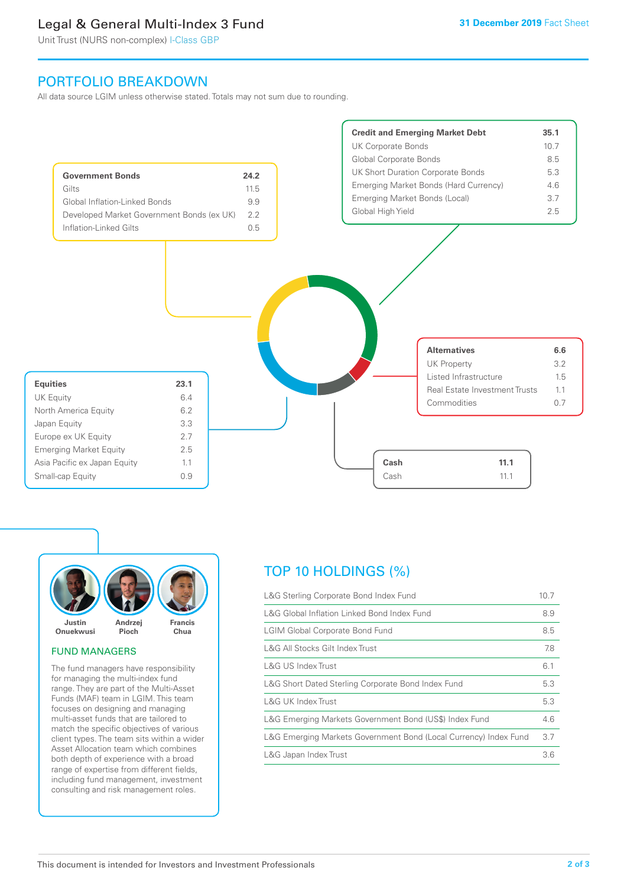# Legal & General Multi-Index 3 Fund

Unit Trust (NURS non-complex) I-Class GBP

31 December 2019 Fact Sheet

## PORTFOLIO BREAKDOWN

All data source LGIM unless otherwise stated. Totals may not sum due to rounding.

| **Government Bonds** | **24.2** |
|---|---|
| Gilts | 11.5 |
| Global Inflation-Linked Bonds | 9.9 |
| Developed Market Government Bonds (ex UK) | 2.2 |
| Inflation-Linked Gilts | 0.5 |

| **Credit and Emerging Market Debt** | **35.1** |
|---|---|
| UK Corporate Bonds | 10.7 |
| Global Corporate Bonds | 8.5 |
| UK Short Duration Corporate Bonds | 5.3 |
| Emerging Market Bonds (Hard Currency) | 4.6 |
| Emerging Market Bonds (Local) | 3.7 |
| Global High Yield | 2.5 |

| **Alternatives** | **6.6** |
|---|---|
| UK Property | 3.2 |
| Listed Infrastructure | 1.5 |
| Real Estate Investment Trusts | 1.1 |
| Commodities | 0.7 |

| **Equities** | **23.1** |
|---|---|
| UK Equity | 6.4 |
| North America Equity | 6.2 |
| Japan Equity | 3.3 |
| Europe ex UK Equity | 2.7 |
| Emerging Market Equity | 2.5 |
| Asia Pacific ex Japan Equity | 1.1 |
| Small-cap Equity | 0.9 |

| **Cash** | **11.1** |
|---|---|
| Cash | 11.1 |

Justin Onuekwusi, Andrzej Pioch, Francis Chua

### FUND MANAGERS

The fund managers have responsibility for managing the multi-index fund range. They are part of the Multi-Asset Funds (MAF) team in LGIM. This team focuses on designing and managing multi-asset funds that are tailored to match the specific objectives of various client types. The team sits within a wider Asset Allocation team which combines both depth of experience with a broad range of expertise from different fields, including fund management, investment consulting and risk management roles.

## TOP 10 HOLDINGS (%)

| Holding | % |
|---|---|
| L&G Sterling Corporate Bond Index Fund | 10.7 |
| L&G Global Inflation Linked Bond Index Fund | 8.9 |
| LGIM Global Corporate Bond Fund | 8.5 |
| L&G All Stocks Gilt Index Trust | 7.8 |
| L&G US Index Trust | 6.1 |
| L&G Short Dated Sterling Corporate Bond Index Fund | 5.3 |
| L&G UK Index Trust | 5.3 |
| L&G Emerging Markets Government Bond (US$) Index Fund | 4.6 |
| L&G Emerging Markets Government Bond (Local Currency) Index Fund | 3.7 |
| L&G Japan Index Trust | 3.6 |

This document is intended for Investors and Investment Professionals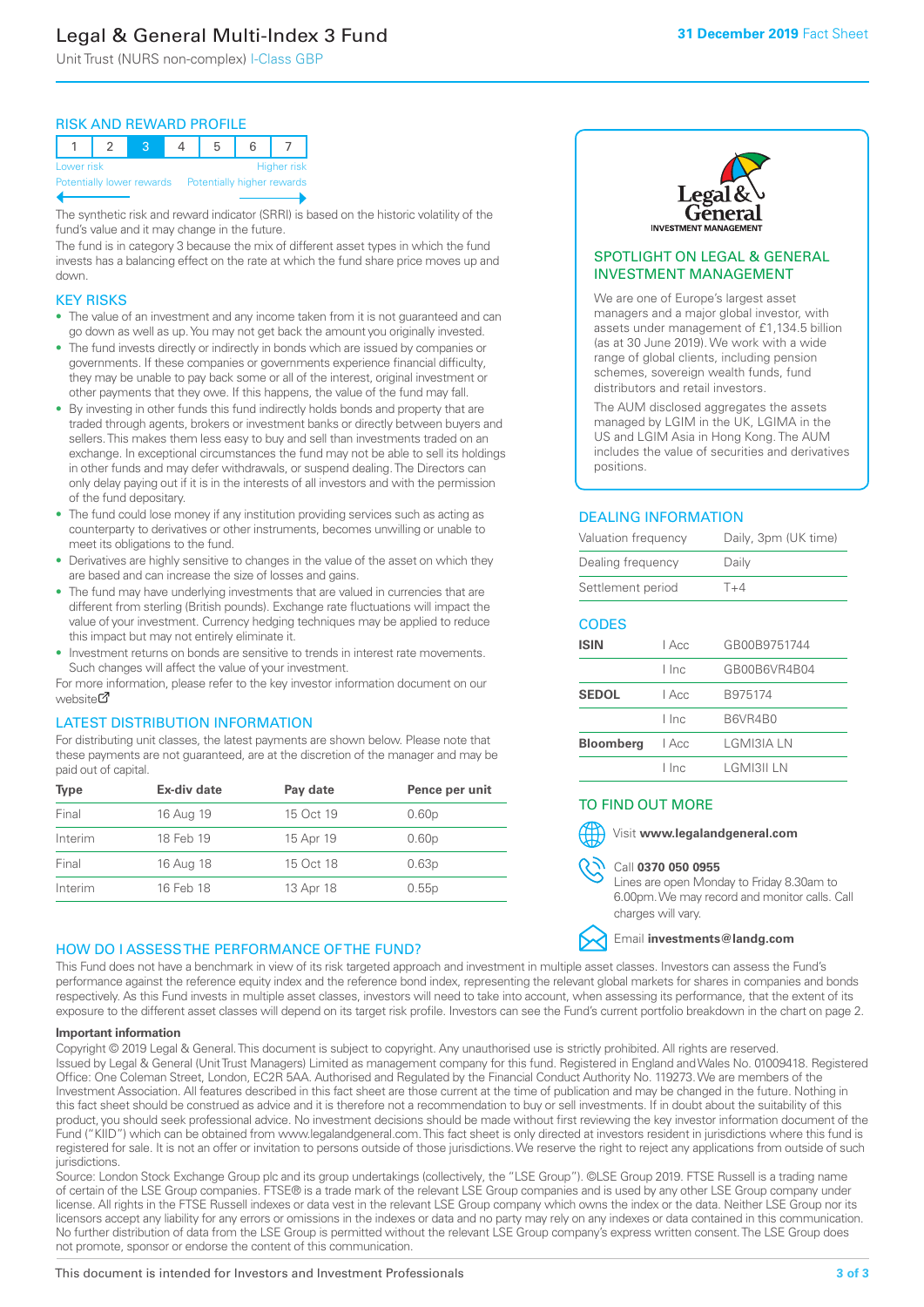# Legal & General Multi-Index 3 Fund

Unit Trust (NURS non-complex) I-Class GBP

31 December 2019 Fact Sheet

## RISK AND REWARD PROFILE

| 1 | 2 | 3 | 4 | 5 | 6 | 7 |
|---|---|---|---|---|---|---|

Lower risk — Higher risk

Potentially lower rewards — Potentially higher rewards

The synthetic risk and reward indicator (SRRI) is based on the historic volatility of the fund's value and it may change in the future.

The fund is in category 3 because the mix of different asset types in which the fund invests has a balancing effect on the rate at which the fund share price moves up and down.

## KEY RISKS

- The value of an investment and any income taken from it is not guaranteed and can go down as well as up. You may not get back the amount you originally invested.
- The fund invests directly or indirectly in bonds which are issued by companies or governments. If these companies or governments experience financial difficulty, they may be unable to pay back some or all of the interest, original investment or other payments that they owe. If this happens, the value of the fund may fall.
- By investing in other funds this fund indirectly holds bonds and property that are traded through agents, brokers or investment banks or directly between buyers and sellers. This makes them less easy to buy and sell than investments traded on an exchange. In exceptional circumstances the fund may not be able to sell its holdings in other funds and may defer withdrawals, or suspend dealing. The Directors can only delay paying out if it is in the interests of all investors and with the permission of the fund depositary.
- The fund could lose money if any institution providing services such as acting as counterparty to derivatives or other instruments, becomes unwilling or unable to meet its obligations to the fund.
- Derivatives are highly sensitive to changes in the value of the asset on which they are based and can increase the size of losses and gains.
- The fund may have underlying investments that are valued in currencies that are different from sterling (British pounds). Exchange rate fluctuations will impact the value of your investment. Currency hedging techniques may be applied to reduce this impact but may not entirely eliminate it.
- Investment returns on bonds are sensitive to trends in interest rate movements. Such changes will affect the value of your investment.

For more information, please refer to the key investor information document on our website

## LATEST DISTRIBUTION INFORMATION

For distributing unit classes, the latest payments are shown below. Please note that these payments are not guaranteed, are at the discretion of the manager and may be paid out of capital.

| Type | Ex-div date | Pay date | Pence per unit |
|---|---|---|---|
| Final | 16 Aug 19 | 15 Oct 19 | 0.60p |
| Interim | 18 Feb 19 | 15 Apr 19 | 0.60p |
| Final | 16 Aug 18 | 15 Oct 18 | 0.63p |
| Interim | 16 Feb 18 | 13 Apr 18 | 0.55p |

## SPOTLIGHT ON LEGAL & GENERAL INVESTMENT MANAGEMENT

We are one of Europe's largest asset managers and a major global investor, with assets under management of £1,134.5 billion (as at 30 June 2019). We work with a wide range of global clients, including pension schemes, sovereign wealth funds, fund distributors and retail investors.

The AUM disclosed aggregates the assets managed by LGIM in the UK, LGIMA in the US and LGIM Asia in Hong Kong. The AUM includes the value of securities and derivatives positions.

## DEALING INFORMATION

| | |
|---|---|
| Valuation frequency | Daily, 3pm (UK time) |
| Dealing frequency | Daily |
| Settlement period | T+4 |

## CODES

| | | |
|---|---|---|
| **ISIN** | I Acc | GB00B9751744 |
| | I Inc | GB00B6VR4B04 |
| **SEDOL** | I Acc | B975174 |
| | I Inc | B6VR4B0 |
| **Bloomberg** | I Acc | LGMI3IA LN |
| | I Inc | LGMI3II LN |

## TO FIND OUT MORE

Visit **www.legalandgeneral.com**

Call **0370 050 0955**
Lines are open Monday to Friday 8.30am to 6.00pm. We may record and monitor calls. Call charges will vary.

Email **investments@landg.com**

## HOW DO I ASSESS THE PERFORMANCE OF THE FUND?

This Fund does not have a benchmark in view of its risk targeted approach and investment in multiple asset classes. Investors can assess the Fund's performance against the reference equity index and the reference bond index, representing the relevant global markets for shares in companies and bonds respectively. As this Fund invests in multiple asset classes, investors will need to take into account, when assessing its performance, that the extent of its exposure to the different asset classes will depend on its target risk profile. Investors can see the Fund's current portfolio breakdown in the chart on page 2.

**Important information**

Copyright © 2019 Legal & General. This document is subject to copyright. Any unauthorised use is strictly prohibited. All rights are reserved. Issued by Legal & General (Unit Trust Managers) Limited as management company for this fund. Registered in England and Wales No. 01009418. Registered Office: One Coleman Street, London, EC2R 5AA. Authorised and Regulated by the Financial Conduct Authority No. 119273. We are members of the Investment Association. All features described in this fact sheet are those current at the time of publication and may be changed in the future. Nothing in this fact sheet should be construed as advice and it is therefore not a recommendation to buy or sell investments. If in doubt about the suitability of this product, you should seek professional advice. No investment decisions should be made without first reviewing the key investor information document of the Fund ("KIID") which can be obtained from www.legalandgeneral.com. This fact sheet is only directed at investors resident in jurisdictions where this fund is registered for sale. It is not an offer or invitation to persons outside of those jurisdictions. We reserve the right to reject any applications from outside of such jurisdictions.

Source: London Stock Exchange Group plc and its group undertakings (collectively, the "LSE Group"). ©LSE Group 2019. FTSE Russell is a trading name of certain of the LSE Group companies. FTSE® is a trade mark of the relevant LSE Group companies and is used by any other LSE Group company under license. All rights in the FTSE Russell indexes or data vest in the relevant LSE Group company which owns the index or the data. Neither LSE Group nor its licensors accept any liability for any errors or omissions in the indexes or data and no party may rely on any indexes or data contained in this communication. No further distribution of data from the LSE Group is permitted without the relevant LSE Group company's express written consent. The LSE Group does not promote, sponsor or endorse the content of this communication.

This document is intended for Investors and Investment Professionals